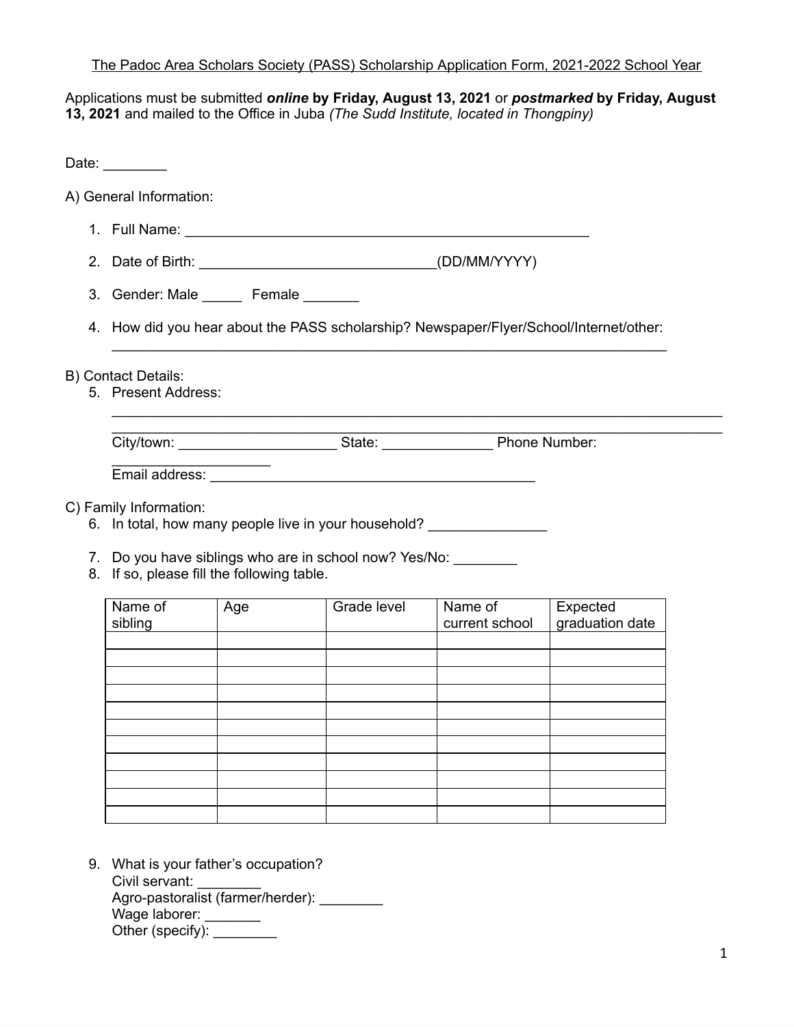The Padoc Area Scholars Society (PASS) Scholarship Application Form, 2021-2022 School Year

Applications must be submitted ***online*** **by Friday, August 13, 2021** or ***postmarked*** **by Friday, August 13, 2021** and mailed to the Office in Juba *(The Sudd Institute, located in Thongpiny)*

Date: ________

A) General Information:

1. Full Name: ____________________________________________________
2. Date of Birth: ______________________________(DD/MM/YYYY)
3. Gender: Male _____ Female _______
4. How did you hear about the PASS scholarship? Newspaper/Flyer/School/Internet/other: ________________________________________________________________________

B) Contact Details:

5. Present Address: ________________________________________________________________________________
________________________________________________________________________________
City/town: ____________________ State: ______________ Phone Number: ____________________
Email address: __________________________________________

C) Family Information:

6. In total, how many people live in your household? _______________
7. Do you have siblings who are in school now? Yes/No: ________
8. If so, please fill the following table.

| Name of sibling | Age | Grade level | Name of current school | Expected graduation date |
|---|---|---|---|---|
| | | | | |
| | | | | |
| | | | | |
| | | | | |
| | | | | |
| | | | | |
| | | | | |
| | | | | |
| | | | | |
| | | | | |
| | | | | |

9. What is your father's occupation?
Civil servant: ________
Agro-pastoralist (farmer/herder): ________
Wage laborer: _______
Other (specify): ________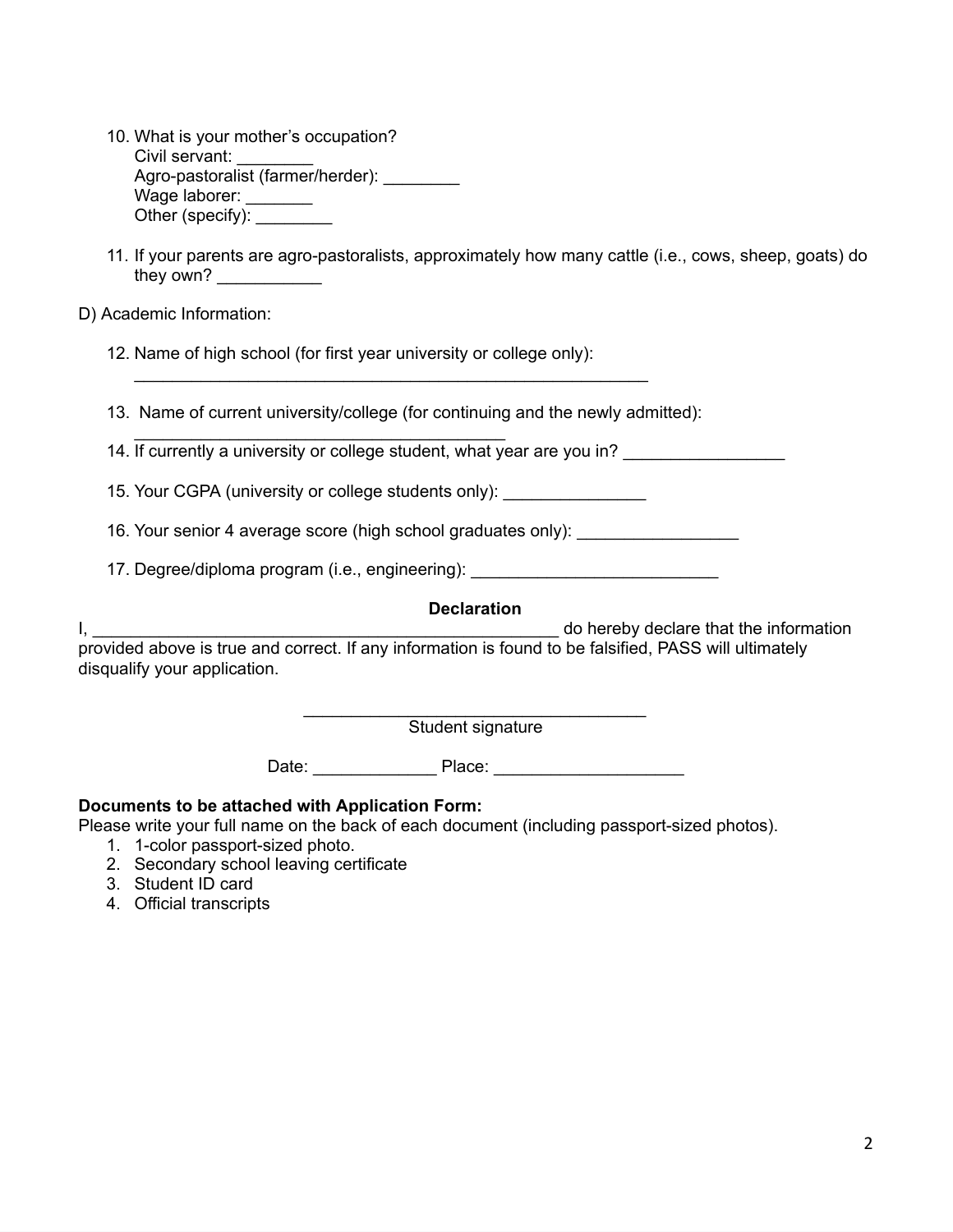10. What is your mother's occupation?
    Civil servant: ________
    Agro-pastoralist (farmer/herder): ________
    Wage laborer: _______
    Other (specify): ________

11. If your parents are agro-pastoralists, approximately how many cattle (i.e., cows, sheep, goats) do they own? ___________

D) Academic Information:

12. Name of high school (for first year university or college only): _________________________________________________________

13. Name of current university/college (for continuing and the newly admitted): _________________________________________

14. If currently a university or college student, what year are you in? _________________

15. Your CGPA (university or college students only): _______________

16. Your senior 4 average score (high school graduates only): _________________

17. Degree/diploma program (i.e., engineering): __________________________

**Declaration**

I, ____________________________________________________ do hereby declare that the information provided above is true and correct. If any information is found to be falsified, PASS will ultimately disqualify your application.

_____________________________________
Student signature

Date: _____________ Place: ___________________

**Documents to be attached with Application Form:**
Please write your full name on the back of each document (including passport-sized photos).

1. 1-color passport-sized photo.
2. Secondary school leaving certificate
3. Student ID card
4. Official transcripts